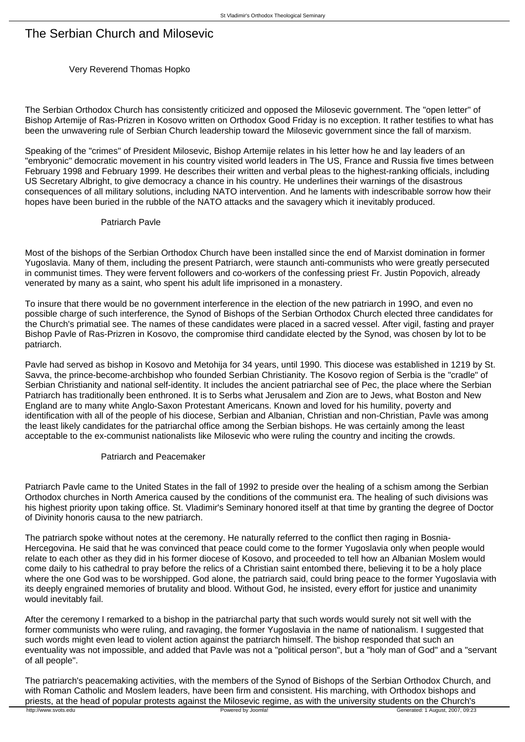# The Serbian Church and Milosevic

Very Reverend Thomas Hopko

The Serbian Orthodox Church has consistently criticized and opposed the Milosevic government. The "open letter" of Bishop Artemije of Ras-Prizren in Kosovo written on Orthodox Good Friday is no exception. It rather testifies to what has been the unwavering rule of Serbian Church leadership toward the Milosevic government since the fall of marxism.

Speaking of the "crimes" of President Milosevic, Bishop Artemije relates in his letter how he and lay leaders of an "embryonic" democratic movement in his country visited world leaders in The US, France and Russia five times between February 1998 and February 1999. He describes their written and verbal pleas to the highest-ranking officials, including US Secretary Albright, to give democracy a chance in his country. He underlines their warnings of the disastrous consequences of all military solutions, including NATO intervention. And he laments with indescribable sorrow how their hopes have been buried in the rubble of the NATO attacks and the savagery which it inevitably produced.

## Patriarch Pavle

Most of the bishops of the Serbian Orthodox Church have been installed since the end of Marxist domination in former Yugoslavia. Many of them, including the present Patriarch, were staunch anti-communists who were greatly persecuted in communist times. They were fervent followers and co-workers of the confessing priest Fr. Justin Popovich, already venerated by many as a saint, who spent his adult life imprisoned in a monastery.

To insure that there would be no government interference in the election of the new patriarch in 199O, and even no possible charge of such interference, the Synod of Bishops of the Serbian Orthodox Church elected three candidates for the Church's primatial see. The names of these candidates were placed in a sacred vessel. After vigil, fasting and prayer Bishop Pavle of Ras-Prizren in Kosovo, the compromise third candidate elected by the Synod, was chosen by lot to be patriarch.

Pavle had served as bishop in Kosovo and Metohija for 34 years, until 1990. This diocese was established in 1219 by St. Savva, the prince-become-archbishop who founded Serbian Christianity. The Kosovo region of Serbia is the "cradle" of Serbian Christianity and national self-identity. It includes the ancient patriarchal see of Pec, the place where the Serbian Patriarch has traditionally been enthroned. It is to Serbs what Jerusalem and Zion are to Jews, what Boston and New England are to many white Anglo-Saxon Protestant Americans. Known and loved for his humility, poverty and identification with all of the people of his diocese, Serbian and Albanian, Christian and non-Christian, Pavle was among the least likely candidates for the patriarchal office among the Serbian bishops. He was certainly among the least acceptable to the ex-communist nationalists like Milosevic who were ruling the country and inciting the crowds.

## Patriarch and Peacemaker

Patriarch Pavle came to the United States in the fall of 1992 to preside over the healing of a schism among the Serbian Orthodox churches in North America caused by the conditions of the communist era. The healing of such divisions was his highest priority upon taking office. St. Vladimir's Seminary honored itself at that time by granting the degree of Doctor of Divinity honoris causa to the new patriarch.

The patriarch spoke without notes at the ceremony. He naturally referred to the conflict then raging in Bosnia-Hercegovina. He said that he was convinced that peace could come to the former Yugoslavia only when people would relate to each other as they did in his former diocese of Kosovo, and proceeded to tell how an Albanian Moslem would come daily to his cathedral to pray before the relics of a Christian saint entombed there, believing it to be a holy place where the one God was to be worshipped. God alone, the patriarch said, could bring peace to the former Yugoslavia with its deeply engrained memories of brutality and blood. Without God, he insisted, every effort for justice and unanimity would inevitably fail.

After the ceremony I remarked to a bishop in the patriarchal party that such words would surely not sit well with the former communists who were ruling, and ravaging, the former Yugoslavia in the name of nationalism. I suggested that such words might even lead to violent action against the patriarch himself. The bishop responded that such an eventuality was not impossible, and added that Pavle was not a "political person", but a "holy man of God" and a "servant of all people".

The patriarch's peacemaking activities, with the members of the Synod of Bishops of the Serbian Orthodox Church, and with Roman Catholic and Moslem leaders, have been firm and consistent. His marching, with Orthodox bishops and priests, at the head of popular protests against the Milosevic regime, as with the university students on the Church's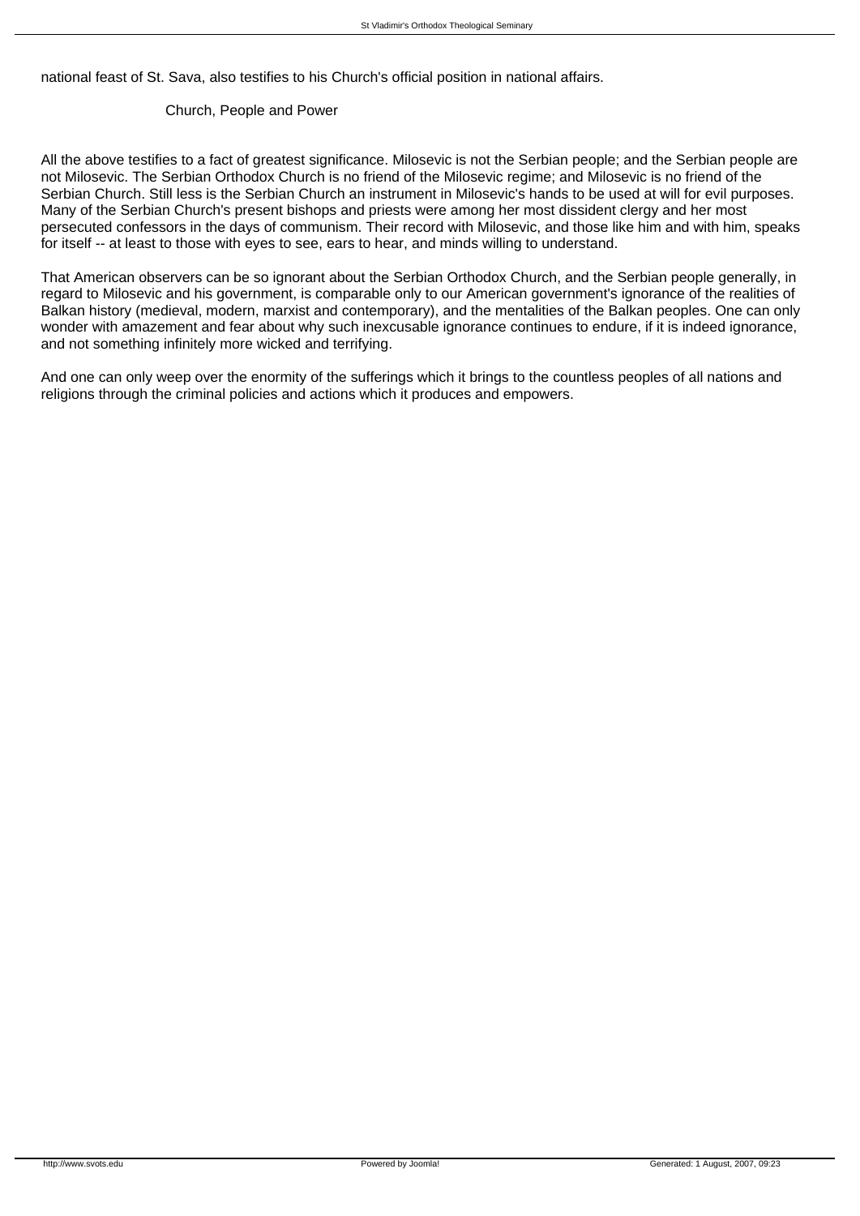national feast of St. Sava, also testifies to his Church's official position in national affairs.

## Church, People and Power

All the above testifies to a fact of greatest significance. Milosevic is not the Serbian people; and the Serbian people are not Milosevic. The Serbian Orthodox Church is no friend of the Milosevic regime; and Milosevic is no friend of the Serbian Church. Still less is the Serbian Church an instrument in Milosevic's hands to be used at will for evil purposes. Many of the Serbian Church's present bishops and priests were among her most dissident clergy and her most persecuted confessors in the days of communism. Their record with Milosevic, and those like him and with him, speaks for itself -- at least to those with eyes to see, ears to hear, and minds willing to understand.

That American observers can be so ignorant about the Serbian Orthodox Church, and the Serbian people generally, in regard to Milosevic and his government, is comparable only to our American government's ignorance of the realities of Balkan history (medieval, modern, marxist and contemporary), and the mentalities of the Balkan peoples. One can only wonder with amazement and fear about why such inexcusable ignorance continues to endure, if it is indeed ignorance, and not something infinitely more wicked and terrifying.

And one can only weep over the enormity of the sufferings which it brings to the countless peoples of all nations and religions through the criminal policies and actions which it produces and empowers.